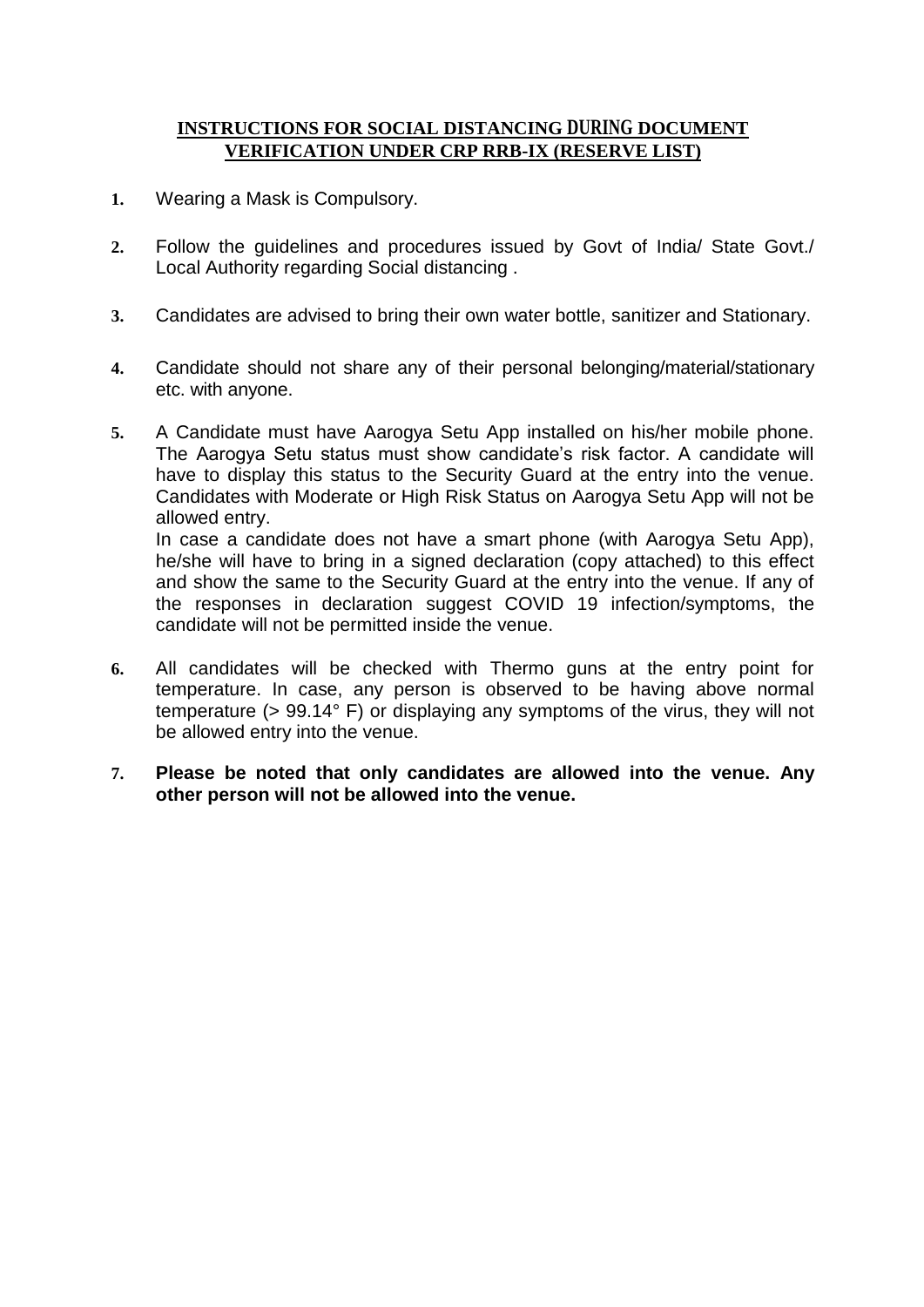## INSTRUCTIONS FOR SOCIAL DISTANCING DURING DOCUMENT VERIFICATION UNDER CRP RRB-IX (RESERVE LIST)

1. Wearing a Mask is Compulsory.

2. Follow the guidelines and procedures issued by Govt of India/ State Govt./ Local Authority regarding Social distancing .

3. Candidates are advised to bring their own water bottle, sanitizer and Stationary.

4. Candidate should not share any of their personal belonging/material/stationary etc. with anyone.

5. A Candidate must have Aarogya Setu App installed on his/her mobile phone. The Aarogya Setu status must show candidate's risk factor. A candidate will have to display this status to the Security Guard at the entry into the venue. Candidates with Moderate or High Risk Status on Aarogya Setu App will not be allowed entry.
   In case a candidate does not have a smart phone (with Aarogya Setu App), he/she will have to bring in a signed declaration (copy attached) to this effect and show the same to the Security Guard at the entry into the venue. If any of the responses in declaration suggest COVID 19 infection/symptoms, the candidate will not be permitted inside the venue.

6. All candidates will be checked with Thermo guns at the entry point for temperature. In case, any person is observed to be having above normal temperature (> 99.14° F) or displaying any symptoms of the virus, they will not be allowed entry into the venue.

7. **Please be noted that only candidates are allowed into the venue. Any other person will not be allowed into the venue.**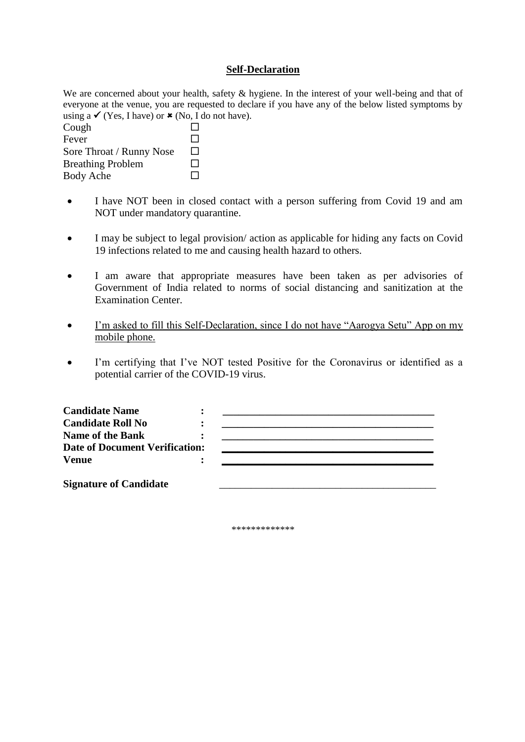## **Self-Declaration**

We are concerned about your health, safety & hygiene. In the interest of your well-being and that of everyone at the venue, you are requested to declare if you have any of the below listed symptoms by using a ✔ (Yes, I have) or ✖ (No, I do not have).

Cough ☐
Fever ☐
Sore Throat / Runny Nose ☐
Breathing Problem ☐
Body Ache ☐

- I have NOT been in closed contact with a person suffering from Covid 19 and am NOT under mandatory quarantine.
- I may be subject to legal provision/ action as applicable for hiding any facts on Covid 19 infections related to me and causing health hazard to others.
- I am aware that appropriate measures have been taken as per advisories of Government of India related to norms of social distancing and sanitization at the Examination Center.
- <u>I'm asked to fill this Self-Declaration, since I do not have "Aarogya Setu" App on my mobile phone.</u>
- I'm certifying that I've NOT tested Positive for the Coronavirus or identified as a potential carrier of the COVID-19 virus.

**Candidate Name** : ________________________________________
**Candidate Roll No** : ________________________________________
**Name of the Bank** : ________________________________________
**Date of Document Verification:** ________________________________________
**Venue** : ________________________________________

**Signature of Candidate** ________________________________________

*************